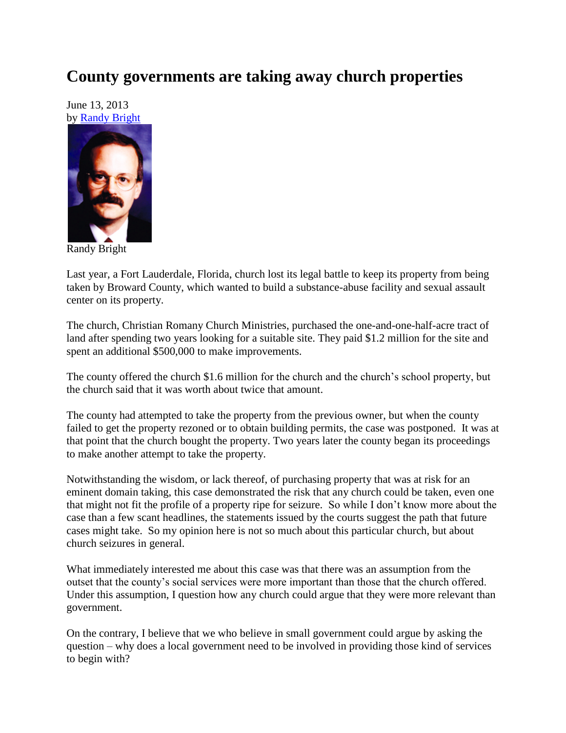# County governments are taking away church properties

June 13, 2013
by [Randy Bright](#)

Randy Bright

Last year, a Fort Lauderdale, Florida, church lost its legal battle to keep its property from being taken by Broward County, which wanted to build a substance-abuse facility and sexual assault center on its property.

The church, Christian Romany Church Ministries, purchased the one-and-one-half-acre tract of land after spending two years looking for a suitable site. They paid $1.2 million for the site and spent an additional $500,000 to make improvements.

The county offered the church $1.6 million for the church and the church's school property, but the church said that it was worth about twice that amount.

The county had attempted to take the property from the previous owner, but when the county failed to get the property rezoned or to obtain building permits, the case was postponed. It was at that point that the church bought the property. Two years later the county began its proceedings to make another attempt to take the property.

Notwithstanding the wisdom, or lack thereof, of purchasing property that was at risk for an eminent domain taking, this case demonstrated the risk that any church could be taken, even one that might not fit the profile of a property ripe for seizure. So while I don't know more about the case than a few scant headlines, the statements issued by the courts suggest the path that future cases might take. So my opinion here is not so much about this particular church, but about church seizures in general.

What immediately interested me about this case was that there was an assumption from the outset that the county's social services were more important than those that the church offered. Under this assumption, I question how any church could argue that they were more relevant than government.

On the contrary, I believe that we who believe in small government could argue by asking the question – why does a local government need to be involved in providing those kind of services to begin with?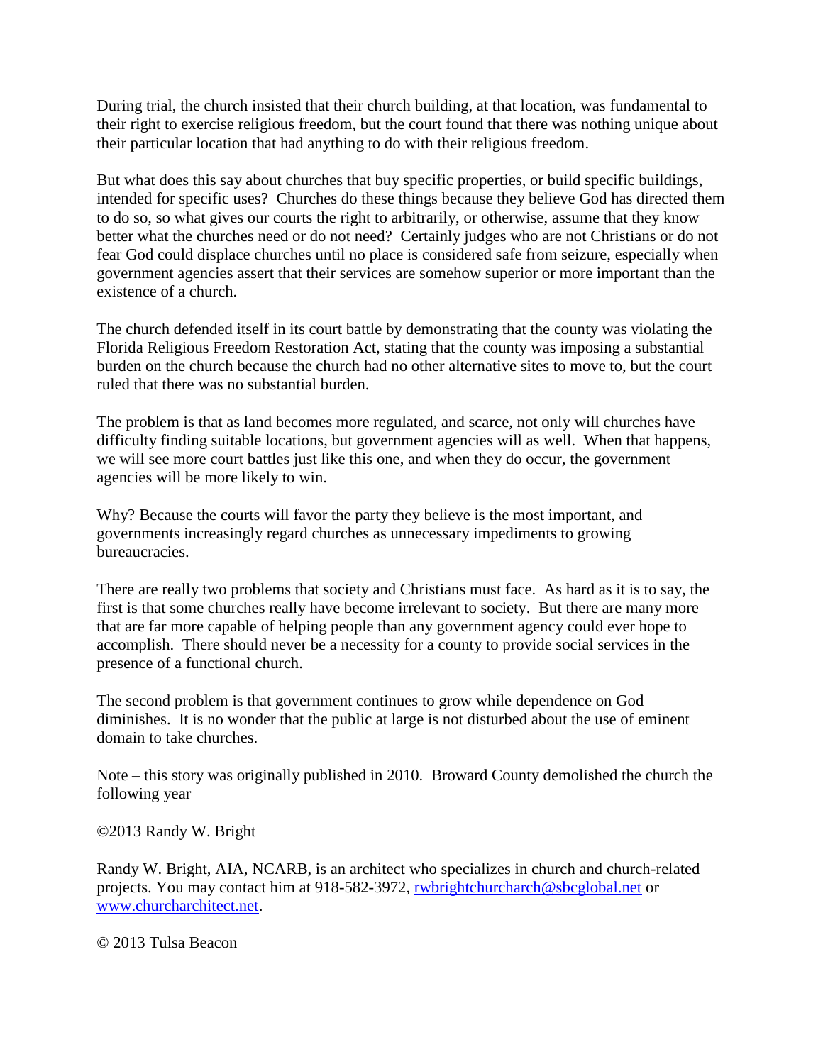During trial, the church insisted that their church building, at that location, was fundamental to their right to exercise religious freedom, but the court found that there was nothing unique about their particular location that had anything to do with their religious freedom.

But what does this say about churches that buy specific properties, or build specific buildings, intended for specific uses? Churches do these things because they believe God has directed them to do so, so what gives our courts the right to arbitrarily, or otherwise, assume that they know better what the churches need or do not need? Certainly judges who are not Christians or do not fear God could displace churches until no place is considered safe from seizure, especially when government agencies assert that their services are somehow superior or more important than the existence of a church.

The church defended itself in its court battle by demonstrating that the county was violating the Florida Religious Freedom Restoration Act, stating that the county was imposing a substantial burden on the church because the church had no other alternative sites to move to, but the court ruled that there was no substantial burden.

The problem is that as land becomes more regulated, and scarce, not only will churches have difficulty finding suitable locations, but government agencies will as well. When that happens, we will see more court battles just like this one, and when they do occur, the government agencies will be more likely to win.

Why? Because the courts will favor the party they believe is the most important, and governments increasingly regard churches as unnecessary impediments to growing bureaucracies.

There are really two problems that society and Christians must face. As hard as it is to say, the first is that some churches really have become irrelevant to society. But there are many more that are far more capable of helping people than any government agency could ever hope to accomplish. There should never be a necessity for a county to provide social services in the presence of a functional church.

The second problem is that government continues to grow while dependence on God diminishes. It is no wonder that the public at large is not disturbed about the use of eminent domain to take churches.

Note – this story was originally published in 2010. Broward County demolished the church the following year

©2013 Randy W. Bright

Randy W. Bright, AIA, NCARB, is an architect who specializes in church and church-related projects. You may contact him at 918-582-3972, [rwbrightchurcharch@sbcglobal.net](mailto:rwbrightchurcharch@sbcglobal.net) or [www.churcharchitect.net](http://www.churcharchitect.net).

© 2013 Tulsa Beacon